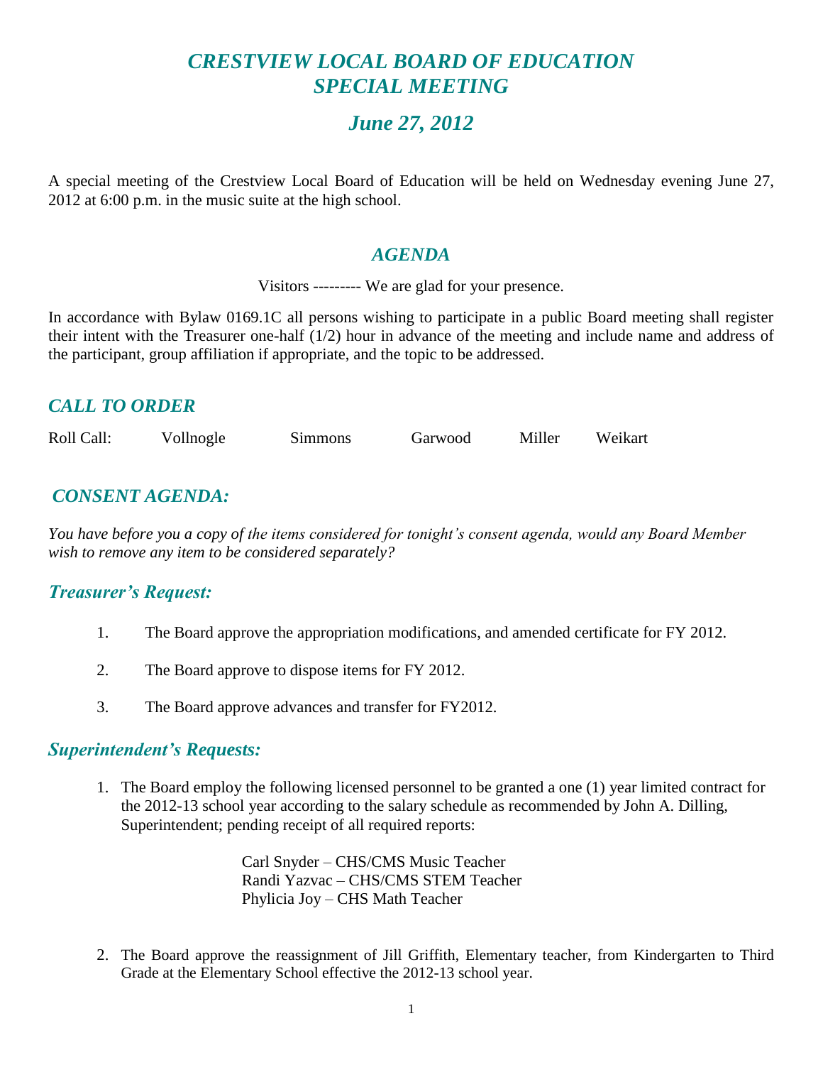# *CRESTVIEW LOCAL BOARD OF EDUCATION*
# *SPECIAL MEETING*

## *June 27, 2012*

A special meeting of the Crestview Local Board of Education will be held on Wednesday evening June 27, 2012 at 6:00 p.m. in the music suite at the high school.

## *AGENDA*

Visitors --------- We are glad for your presence.

In accordance with Bylaw 0169.1C all persons wishing to participate in a public Board meeting shall register their intent with the Treasurer one-half (1/2) hour in advance of the meeting and include name and address of the participant, group affiliation if appropriate, and the topic to be addressed.

## *CALL TO ORDER*

Roll Call: Vollnogle Simmons Garwood Miller Weikart

## *CONSENT AGENDA:*

*You have before you a copy of the items considered for tonight's consent agenda, would any Board Member wish to remove any item to be considered separately?*

### *Treasurer's Request:*

1. The Board approve the appropriation modifications, and amended certificate for FY 2012.
2. The Board approve to dispose items for FY 2012.
3. The Board approve advances and transfer for FY2012.

### *Superintendent's Requests:*

1. The Board employ the following licensed personnel to be granted a one (1) year limited contract for the 2012-13 school year according to the salary schedule as recommended by John A. Dilling, Superintendent; pending receipt of all required reports:

   Carl Snyder – CHS/CMS Music Teacher
   Randi Yazvac – CHS/CMS STEM Teacher
   Phylicia Joy – CHS Math Teacher

2. The Board approve the reassignment of Jill Griffith, Elementary teacher, from Kindergarten to Third Grade at the Elementary School effective the 2012-13 school year.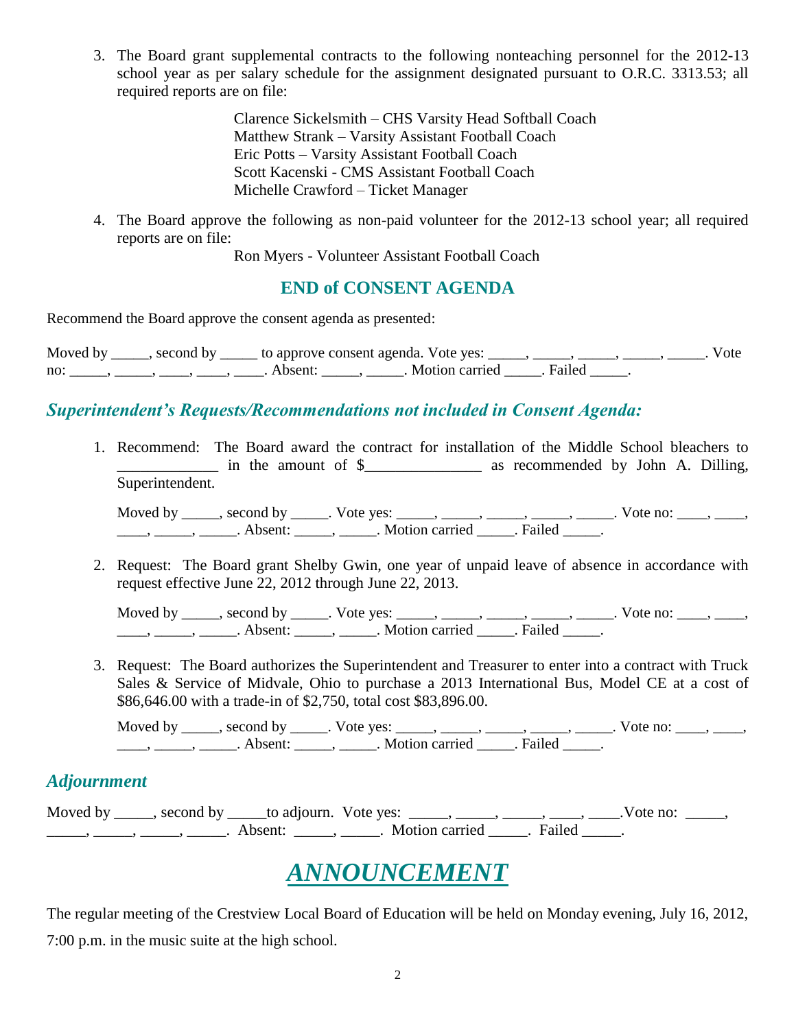3. The Board grant supplemental contracts to the following nonteaching personnel for the 2012-13 school year as per salary schedule for the assignment designated pursuant to O.R.C. 3313.53; all required reports are on file:

   Clarence Sickelsmith – CHS Varsity Head Softball Coach
   Matthew Strank – Varsity Assistant Football Coach
   Eric Potts – Varsity Assistant Football Coach
   Scott Kacenski - CMS Assistant Football Coach
   Michelle Crawford – Ticket Manager

4. The Board approve the following as non-paid volunteer for the 2012-13 school year; all required reports are on file:

   Ron Myers - Volunteer Assistant Football Coach

## END of CONSENT AGENDA

Recommend the Board approve the consent agenda as presented:

Moved by _____, second by _____ to approve consent agenda. Vote yes: _____, _____, _____, _____, _____. Vote no: _____, _____, ____, ____, ____. Absent: _____, _____. Motion carried _____. Failed _____.

## *Superintendent's Requests/Recommendations not included in Consent Agenda:*

1. Recommend: The Board award the contract for installation of the Middle School bleachers to ____________ in the amount of $______________ as recommended by John A. Dilling, Superintendent.

   Moved by _____, second by _____. Vote yes: _____, _____, _____, _____, _____. Vote no: ____, ____, ____, _____, _____. Absent: _____, _____. Motion carried _____. Failed _____.

2. Request: The Board grant Shelby Gwin, one year of unpaid leave of absence in accordance with request effective June 22, 2012 through June 22, 2013.

   Moved by _____, second by _____. Vote yes: _____, _____, _____, _____, _____. Vote no: ____, ____, ____, _____, _____. Absent: _____, _____. Motion carried _____. Failed _____.

3. Request: The Board authorizes the Superintendent and Treasurer to enter into a contract with Truck Sales & Service of Midvale, Ohio to purchase a 2013 International Bus, Model CE at a cost of $86,646.00 with a trade-in of $2,750, total cost $83,896.00.

   Moved by _____, second by _____. Vote yes: _____, _____, _____, _____, _____. Vote no: ____, ____, ____, _____, _____. Absent: _____, _____. Motion carried _____. Failed _____.

## *Adjournment*

Moved by _____, second by _____to adjourn. Vote yes: _____, _____, _____, ____, ____.Vote no: _____, _____, _____, _____, _____. Absent: _____, _____. Motion carried _____. Failed _____.

# *ANNOUNCEMENT*

The regular meeting of the Crestview Local Board of Education will be held on Monday evening, July 16, 2012, 7:00 p.m. in the music suite at the high school.